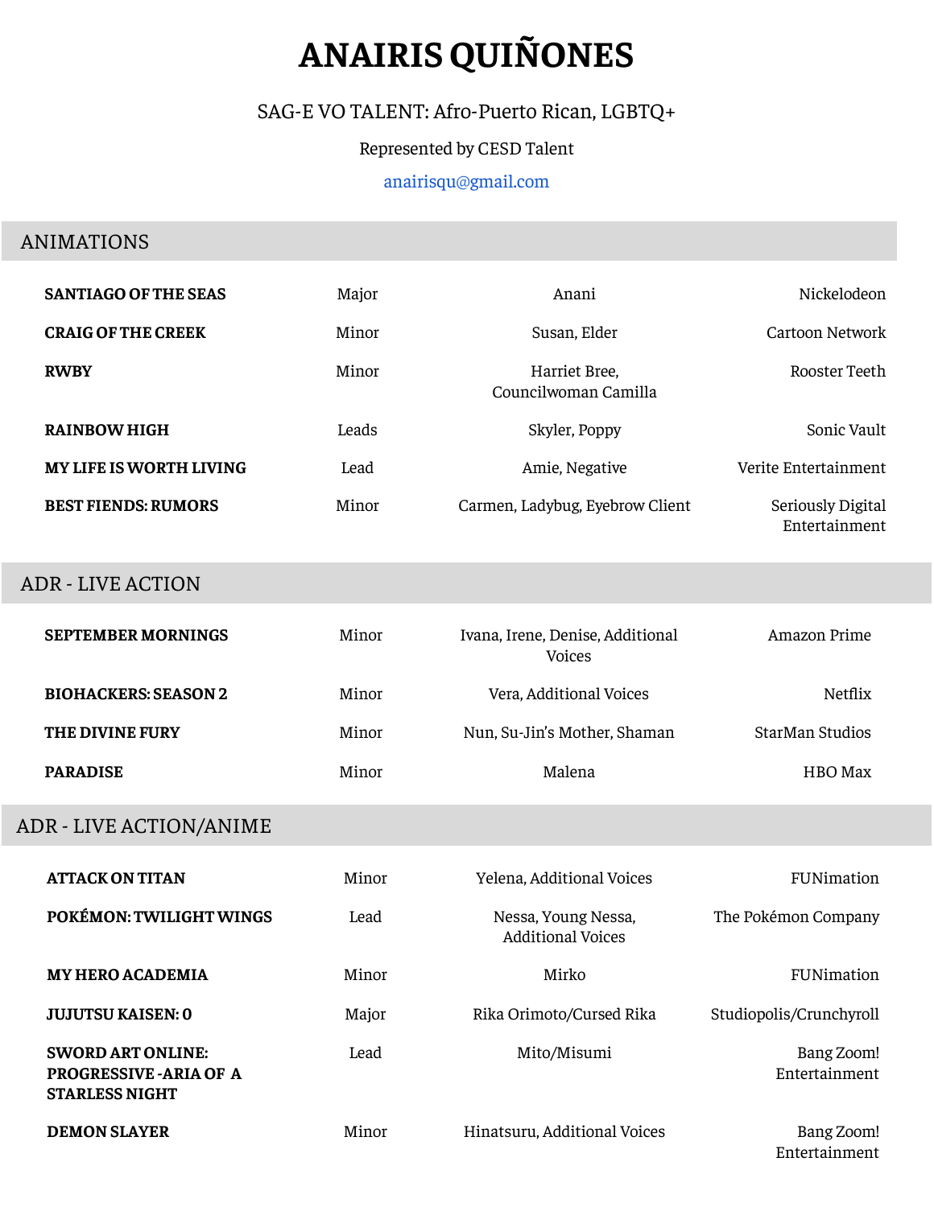# ANAIRIS QUIÑONES

SAG-E VO TALENT: Afro-Puerto Rican, LGBTQ+

Represented by CESD Talent

anairisqu@gmail.com

## ANIMATIONS

| | | | |
|---|---|---|---|
| **SANTIAGO OF THE SEAS** | Major | Anani | Nickelodeon |
| **CRAIG OF THE CREEK** | Minor | Susan, Elder | Cartoon Network |
| **RWBY** | Minor | Harriet Bree, Councilwoman Camilla | Rooster Teeth |
| **RAINBOW HIGH** | Leads | Skyler, Poppy | Sonic Vault |
| **MY LIFE IS WORTH LIVING** | Lead | Amie, Negative | Verite Entertainment |
| **BEST FIENDS: RUMORS** | Minor | Carmen, Ladybug, Eyebrow Client | Seriously Digital Entertainment |

## ADR - LIVE ACTION

| | | | |
|---|---|---|---|
| **SEPTEMBER MORNINGS** | Minor | Ivana, Irene, Denise, Additional Voices | Amazon Prime |
| **BIOHACKERS: SEASON 2** | Minor | Vera, Additional Voices | Netflix |
| **THE DIVINE FURY** | Minor | Nun, Su-Jin's Mother, Shaman | StarMan Studios |
| **PARADISE** | Minor | Malena | HBO Max |

## ADR - LIVE ACTION/ANIME

| | | | |
|---|---|---|---|
| **ATTACK ON TITAN** | Minor | Yelena, Additional Voices | FUNimation |
| **POKÉMON: TWILIGHT WINGS** | Lead | Nessa, Young Nessa, Additional Voices | The Pokémon Company |
| **MY HERO ACADEMIA** | Minor | Mirko | FUNimation |
| **JUJUTSU KAISEN: 0** | Major | Rika Orimoto/Cursed Rika | Studiopolis/Crunchyroll |
| **SWORD ART ONLINE: PROGRESSIVE -ARIA OF A STARLESS NIGHT** | Lead | Mito/Misumi | Bang Zoom! Entertainment |
| **DEMON SLAYER** | Minor | Hinatsuru, Additional Voices | Bang Zoom! Entertainment |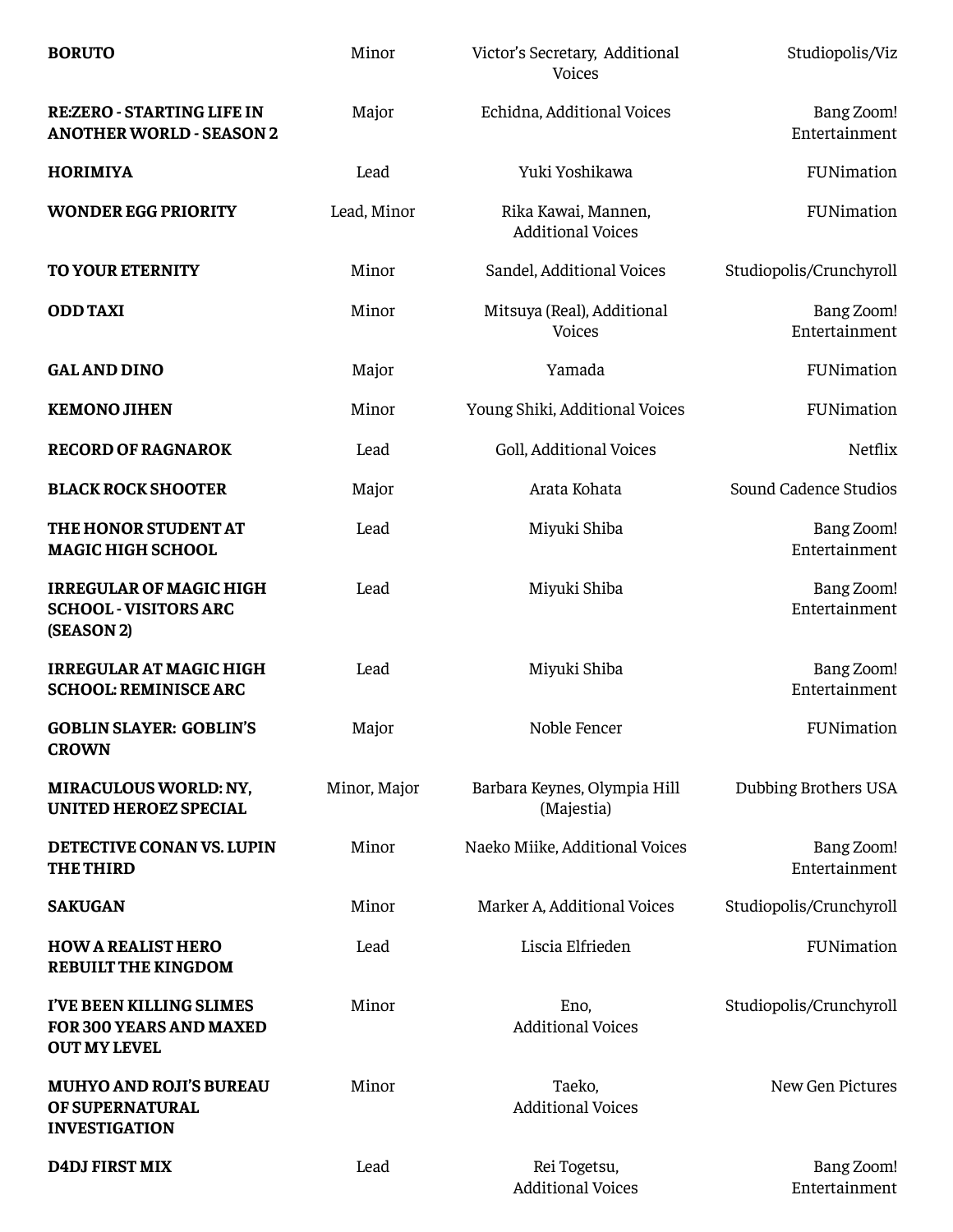| | | | |
|---|---|---|---|
| **BORUTO** | Minor | Victor's Secretary, Additional Voices | Studiopolis/Viz |
| **RE:ZERO - STARTING LIFE IN ANOTHER WORLD - SEASON 2** | Major | Echidna, Additional Voices | Bang Zoom! Entertainment |
| **HORIMIYA** | Lead | Yuki Yoshikawa | FUNimation |
| **WONDER EGG PRIORITY** | Lead, Minor | Rika Kawai, Mannen, Additional Voices | FUNimation |
| **TO YOUR ETERNITY** | Minor | Sandel, Additional Voices | Studiopolis/Crunchyroll |
| **ODD TAXI** | Minor | Mitsuya (Real), Additional Voices | Bang Zoom! Entertainment |
| **GAL AND DINO** | Major | Yamada | FUNimation |
| **KEMONO JIHEN** | Minor | Young Shiki, Additional Voices | FUNimation |
| **RECORD OF RAGNAROK** | Lead | Goll, Additional Voices | Netflix |
| **BLACK ROCK SHOOTER** | Major | Arata Kohata | Sound Cadence Studios |
| **THE HONOR STUDENT AT MAGIC HIGH SCHOOL** | Lead | Miyuki Shiba | Bang Zoom! Entertainment |
| **IRREGULAR OF MAGIC HIGH SCHOOL - VISITORS ARC (SEASON 2)** | Lead | Miyuki Shiba | Bang Zoom! Entertainment |
| **IRREGULAR AT MAGIC HIGH SCHOOL: REMINISCE ARC** | Lead | Miyuki Shiba | Bang Zoom! Entertainment |
| **GOBLIN SLAYER: GOBLIN'S CROWN** | Major | Noble Fencer | FUNimation |
| **MIRACULOUS WORLD: NY, UNITED HEROEZ SPECIAL** | Minor, Major | Barbara Keynes, Olympia Hill (Majestia) | Dubbing Brothers USA |
| **DETECTIVE CONAN VS. LUPIN THE THIRD** | Minor | Naeko Miike, Additional Voices | Bang Zoom! Entertainment |
| **SAKUGAN** | Minor | Marker A, Additional Voices | Studiopolis/Crunchyroll |
| **HOW A REALIST HERO REBUILT THE KINGDOM** | Lead | Liscia Elfrieden | FUNimation |
| **I'VE BEEN KILLING SLIMES FOR 300 YEARS AND MAXED OUT MY LEVEL** | Minor | Eno, Additional Voices | Studiopolis/Crunchyroll |
| **MUHYO AND ROJI'S BUREAU OF SUPERNATURAL INVESTIGATION** | Minor | Taeko, Additional Voices | New Gen Pictures |
| **D4DJ FIRST MIX** | Lead | Rei Togetsu, Additional Voices | Bang Zoom! Entertainment |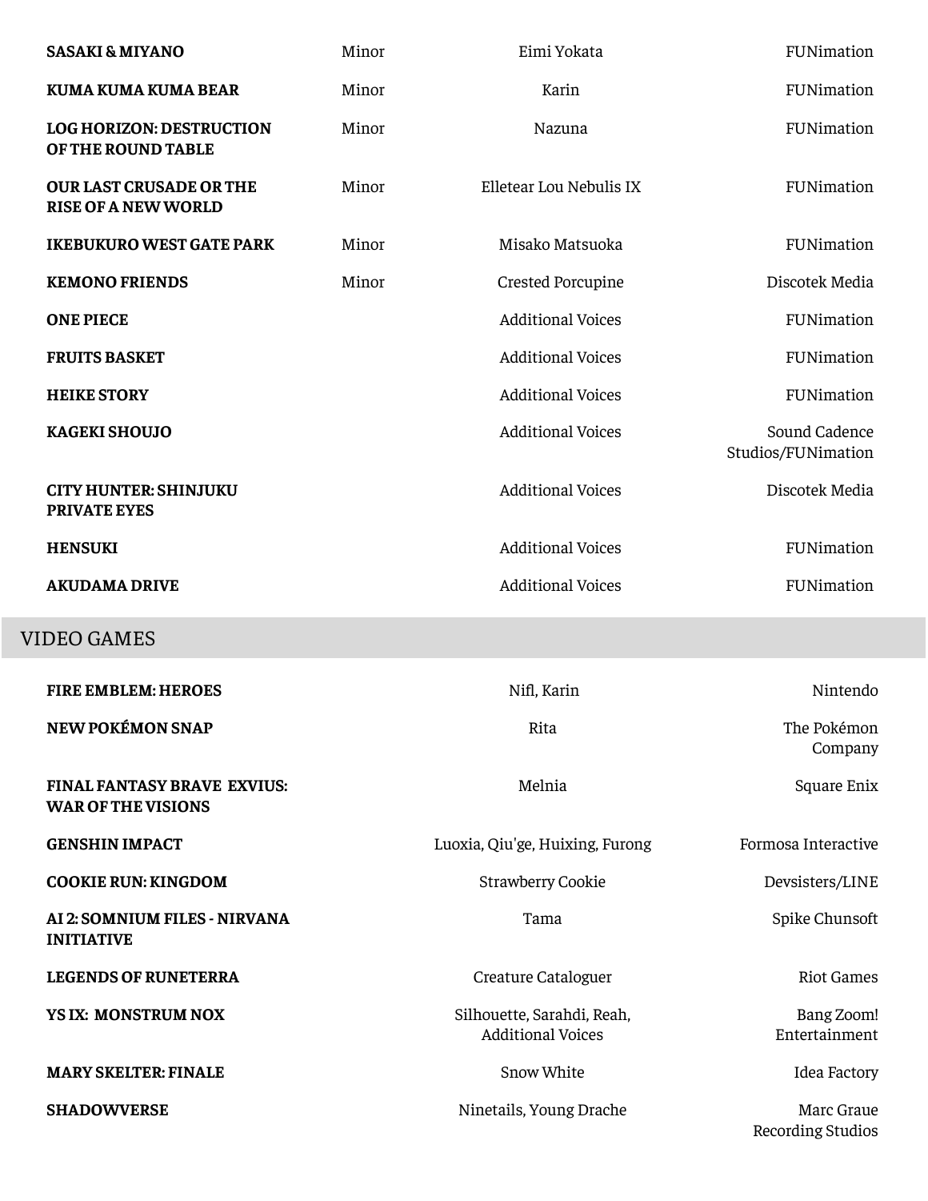| | | | |
|---|---|---|---|
| **SASAKI & MIYANO** | Minor | Eimi Yokata | FUNimation |
| **KUMA KUMA KUMA BEAR** | Minor | Karin | FUNimation |
| **LOG HORIZON: DESTRUCTION OF THE ROUND TABLE** | Minor | Nazuna | FUNimation |
| **OUR LAST CRUSADE OR THE RISE OF A NEW WORLD** | Minor | Elletear Lou Nebulis IX | FUNimation |
| **IKEBUKURO WEST GATE PARK** | Minor | Misako Matsuoka | FUNimation |
| **KEMONO FRIENDS** | Minor | Crested Porcupine | Discotek Media |
| **ONE PIECE** | | Additional Voices | FUNimation |
| **FRUITS BASKET** | | Additional Voices | FUNimation |
| **HEIKE STORY** | | Additional Voices | FUNimation |
| **KAGEKI SHOUJO** | | Additional Voices | Sound Cadence Studios/FUNimation |
| **CITY HUNTER: SHINJUKU PRIVATE EYES** | | Additional Voices | Discotek Media |
| **HENSUKI** | | Additional Voices | FUNimation |
| **AKUDAMA DRIVE** | | Additional Voices | FUNimation |

## VIDEO GAMES

| | | |
|---|---|---|
| **FIRE EMBLEM: HEROES** | Nifl, Karin | Nintendo |
| **NEW POKÉMON SNAP** | Rita | The Pokémon Company |
| **FINAL FANTASY BRAVE EXVIUS: WAR OF THE VISIONS** | Melnia | Square Enix |
| **GENSHIN IMPACT** | Luoxia, Qiu'ge, Huixing, Furong | Formosa Interactive |
| **COOKIE RUN: KINGDOM** | Strawberry Cookie | Devsisters/LINE |
| **AI 2: SOMNIUM FILES - NIRVANA INITIATIVE** | Tama | Spike Chunsoft |
| **LEGENDS OF RUNETERRA** | Creature Cataloguer | Riot Games |
| **YS IX: MONSTRUM NOX** | Silhouette, Sarahdi, Reah, Additional Voices | Bang Zoom! Entertainment |
| **MARY SKELTER: FINALE** | Snow White | Idea Factory |
| **SHADOWVERSE** | Ninetails, Young Drache | Marc Graue Recording Studios |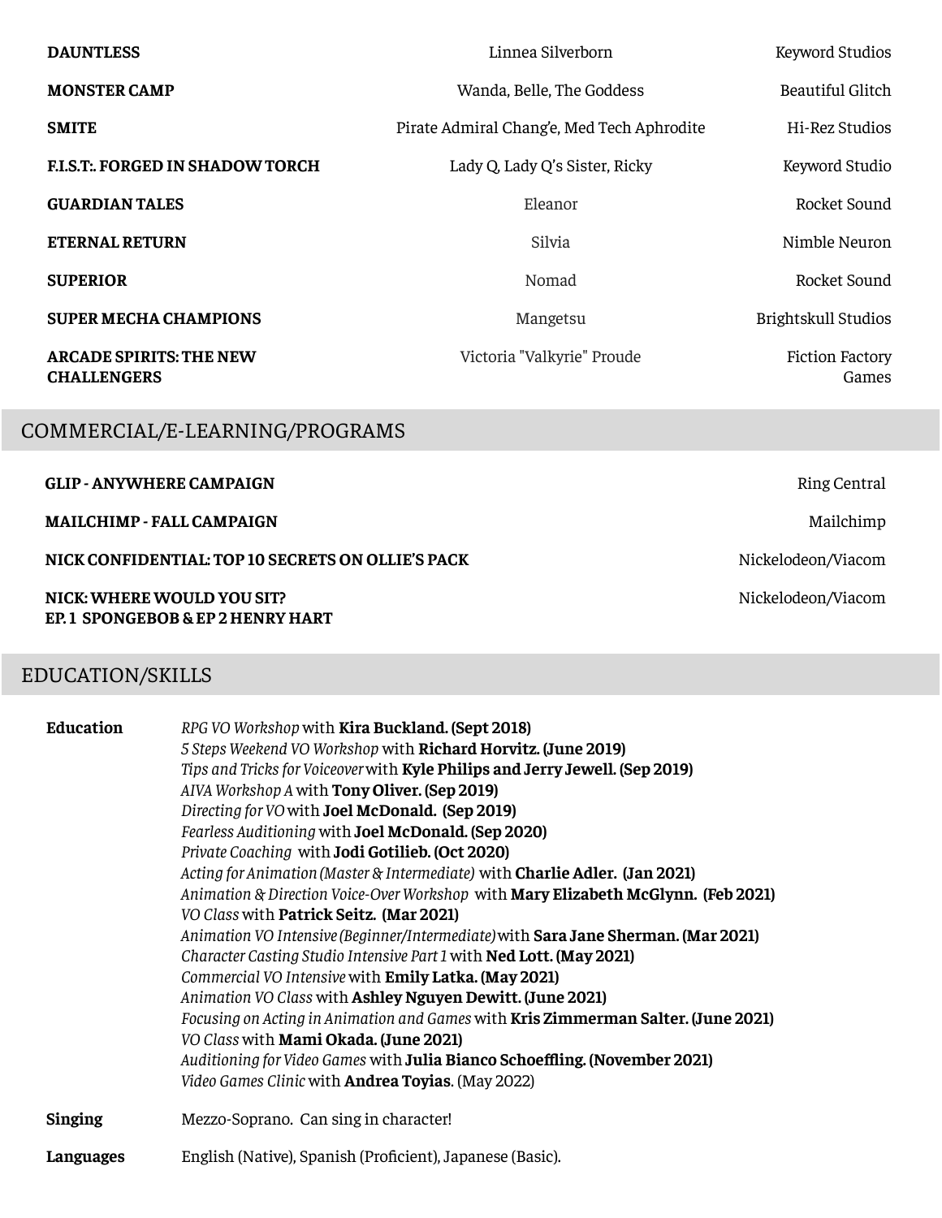| | | |
|---|---|---|
| **DAUNTLESS** | Linnea Silverborn | Keyword Studios |
| **MONSTER CAMP** | Wanda, Belle, The Goddess | Beautiful Glitch |
| **SMITE** | Pirate Admiral Chang'e, Med Tech Aphrodite | Hi-Rez Studios |
| **F.I.S.T:. FORGED IN SHADOW TORCH** | Lady Q, Lady Q's Sister, Ricky | Keyword Studio |
| **GUARDIAN TALES** | Eleanor | Rocket Sound |
| **ETERNAL RETURN** | Silvia | Nimble Neuron |
| **SUPERIOR** | Nomad | Rocket Sound |
| **SUPER MECHA CHAMPIONS** | Mangetsu | Brightskull Studios |
| **ARCADE SPIRITS: THE NEW CHALLENGERS** | Victoria "Valkyrie" Proude | Fiction Factory Games |

## COMMERCIAL/E-LEARNING/PROGRAMS

| | |
|---|---|
| **GLIP - ANYWHERE CAMPAIGN** | Ring Central |
| **MAILCHIMP - FALL CAMPAIGN** | Mailchimp |
| **NICK CONFIDENTIAL: TOP 10 SECRETS ON OLLIE'S PACK** | Nickelodeon/Viacom |
| **NICK: WHERE WOULD YOU SIT? EP. 1 SPONGEBOB & EP 2 HENRY HART** | Nickelodeon/Viacom |

## EDUCATION/SKILLS

**Education**

*RPG VO Workshop* with **Kira Buckland. (Sept 2018)**
*5 Steps Weekend VO Workshop* with **Richard Horvitz. (June 2019)**
*Tips and Tricks for Voiceover* with **Kyle Philips and Jerry Jewell. (Sep 2019)**
*AIVA Workshop A* with **Tony Oliver. (Sep 2019)**
*Directing for VO* with **Joel McDonald. (Sep 2019)**
*Fearless Auditioning* with **Joel McDonald. (Sep 2020)**
*Private Coaching* with **Jodi Gotilieb. (Oct 2020)**
*Acting for Animation (Master & Intermediate)* with **Charlie Adler. (Jan 2021)**
*Animation & Direction Voice-Over Workshop* with **Mary Elizabeth McGlynn. (Feb 2021)**
*VO Class* with **Patrick Seitz. (Mar 2021)**
*Animation VO Intensive (Beginner/Intermediate)* with **Sara Jane Sherman. (Mar 2021)**
*Character Casting Studio Intensive Part 1* with **Ned Lott. (May 2021)**
*Commercial VO Intensive* with **Emily Latka. (May 2021)**
*Animation VO Class* with **Ashley Nguyen Dewitt. (June 2021)**
*Focusing on Acting in Animation and Games* with **Kris Zimmerman Salter. (June 2021)**
*VO Class* with **Mami Okada. (June 2021)**
*Auditioning for Video Games* with **Julia Bianco Schoeffling. (November 2021)**
*Video Games Clinic* with **Andrea Toyias**. (May 2022)

**Singing** Mezzo-Soprano. Can sing in character!

**Languages** English (Native), Spanish (Proficient), Japanese (Basic).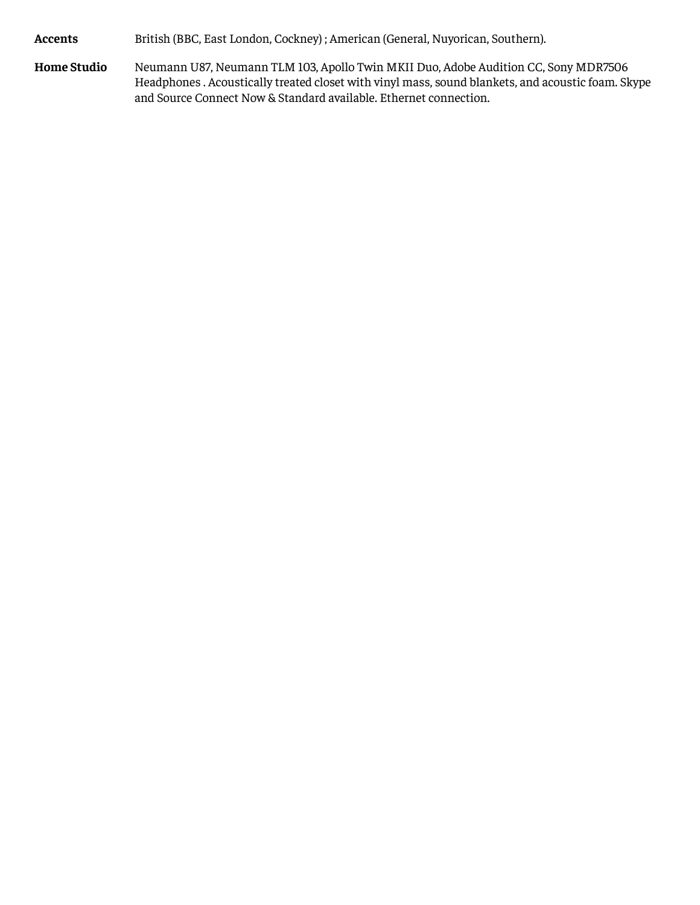| | |
|---|---|
| **Accents** | British (BBC, East London, Cockney) ; American (General, Nuyorican, Southern). |
| **Home Studio** | Neumann U87, Neumann TLM 103, Apollo Twin MKII Duo, Adobe Audition CC, Sony MDR7506 Headphones . Acoustically treated closet with vinyl mass, sound blankets, and acoustic foam. Skype and Source Connect Now & Standard available. Ethernet connection. |